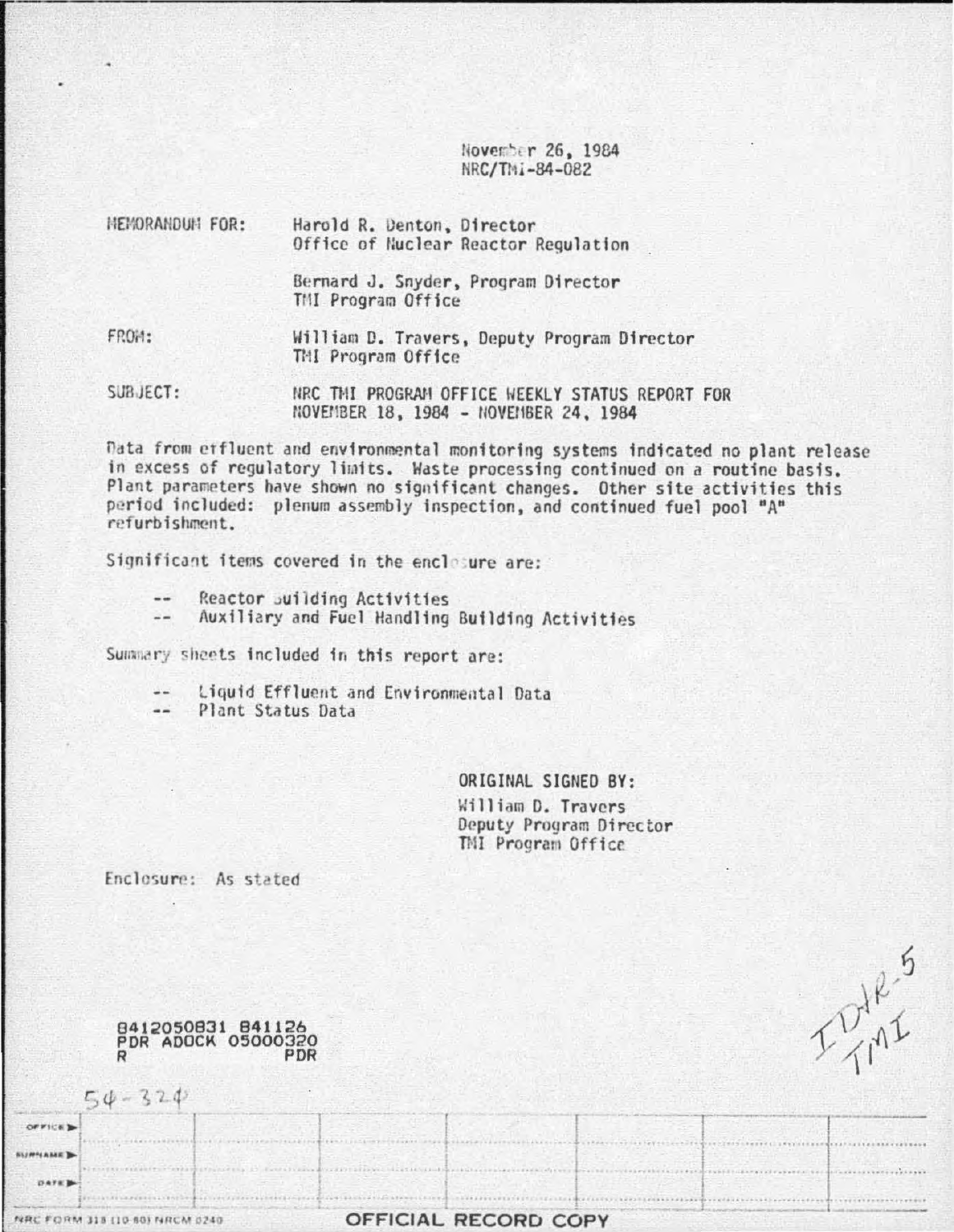November 26, 1984
NRC/TMI-84-082

MEMORANDUM FOR: Harold R. Denton, Director
Office of Nuclear Reactor Regulation

Bernard J. Snyder, Program Director
TMI Program Office

FROM: William D. Travers, Deputy Program Director
TMI Program Office

SUBJECT: NRC TMI PROGRAM OFFICE WEEKLY STATUS REPORT FOR NOVEMBER 18, 1984 - NOVEMBER 24, 1984

Data from effluent and environmental monitoring systems indicated no plant release in excess of regulatory limits. Waste processing continued on a routine basis. Plant parameters have shown no significant changes. Other site activities this period included: plenum assembly inspection, and continued fuel pool "A" refurbishment.

Significant items covered in the enclosure are:

- -- Reactor Building Activities
- -- Auxiliary and Fuel Handling Building Activities

Summary sheets included in this report are:

- -- Liquid Effluent and Environmental Data
- -- Plant Status Data

ORIGINAL SIGNED BY:
William D. Travers
Deputy Program Director
TMI Program Office

Enclosure: As stated

8412050831 841126
PDR ADOCK 05000320
R PDR

50-320

IDR-5
TMI

| OFFICE ▶ | | | | | | | |
|---|---|---|---|---|---|---|---|
| SURNAME ▶ | | | | | | | |
| DATE ▶ | | | | | | | |

NRC FORM 318 (10-80) NRCM 0240

OFFICIAL RECORD COPY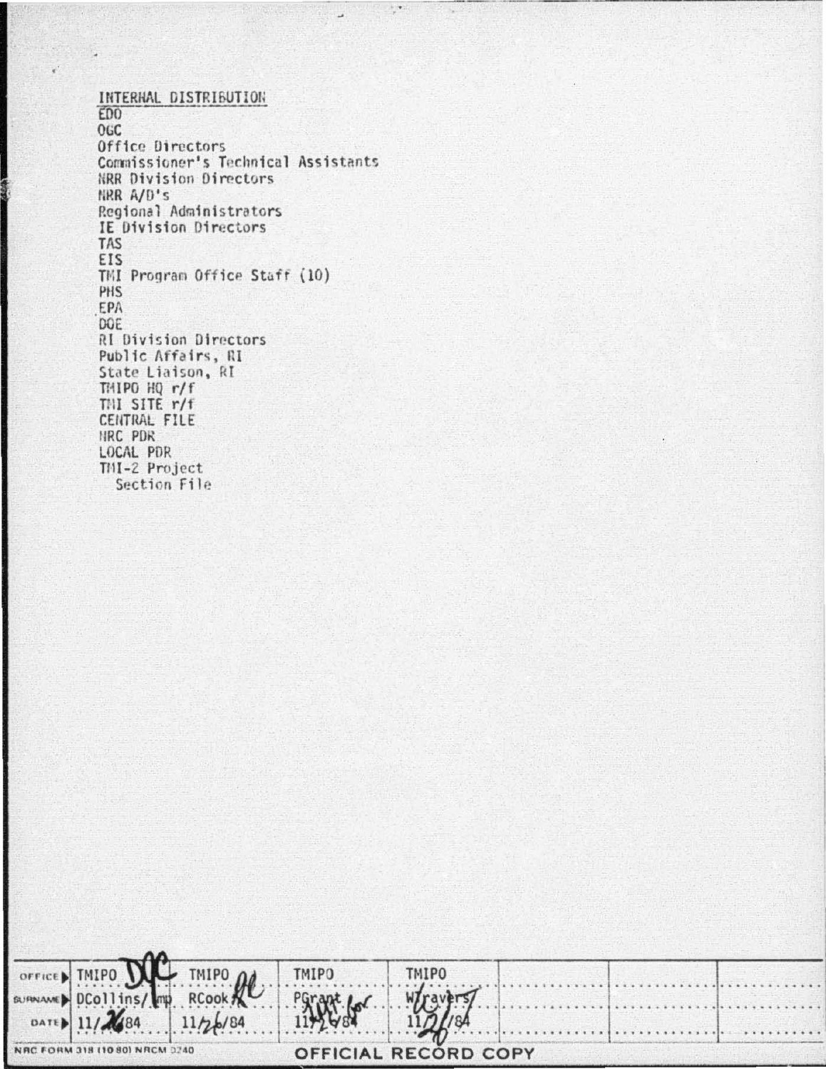INTERNAL DISTRIBUTION

EDO
OGC
Office Directors
Commissioner's Technical Assistants
NRR Division Directors
NRR A/D's
Regional Administrators
IE Division Directors
TAS
EIS
TMI Program Office Staff (10)
PHS
EPA
DOE
RI Division Directors
Public Affairs, RI
State Liaison, RI
TMIPO HQ r/f
TMI SITE r/f
CENTRAL FILE
NRC PDR
LOCAL PDR
TMI-2 Project
Section File

| OFFICE | TMIPO | TMIPO | TMIPO | TMIPO | | | |
|---|---|---|---|---|---|---|---|
| SURNAME | DCollins/lmp | RCook | PGrant | WTravers | | | |
| DATE | 11/26/84 | 11/26/84 | 11/26/84 | 11/27/84 | | | |

NRC FORM 318 (10 80) NRCM 0240

OFFICIAL RECORD COPY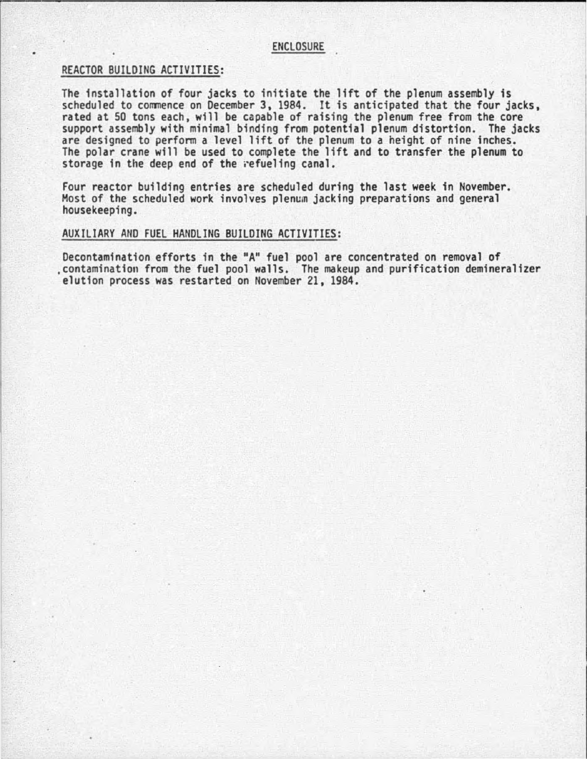## ENCLOSURE

### REACTOR BUILDING ACTIVITIES:

The installation of four jacks to initiate the lift of the plenum assembly is scheduled to commence on December 3, 1984. It is anticipated that the four jacks, rated at 50 tons each, will be capable of raising the plenum free from the core support assembly with minimal binding from potential plenum distortion. The jacks are designed to perform a level lift of the plenum to a height of nine inches. The polar crane will be used to complete the lift and to transfer the plenum to storage in the deep end of the refueling canal.

Four reactor building entries are scheduled during the last week in November. Most of the scheduled work involves plenum jacking preparations and general housekeeping.

### AUXILIARY AND FUEL HANDLING BUILDING ACTIVITIES:

Decontamination efforts in the "A" fuel pool are concentrated on removal of contamination from the fuel pool walls. The makeup and purification demineralizer elution process was restarted on November 21, 1984.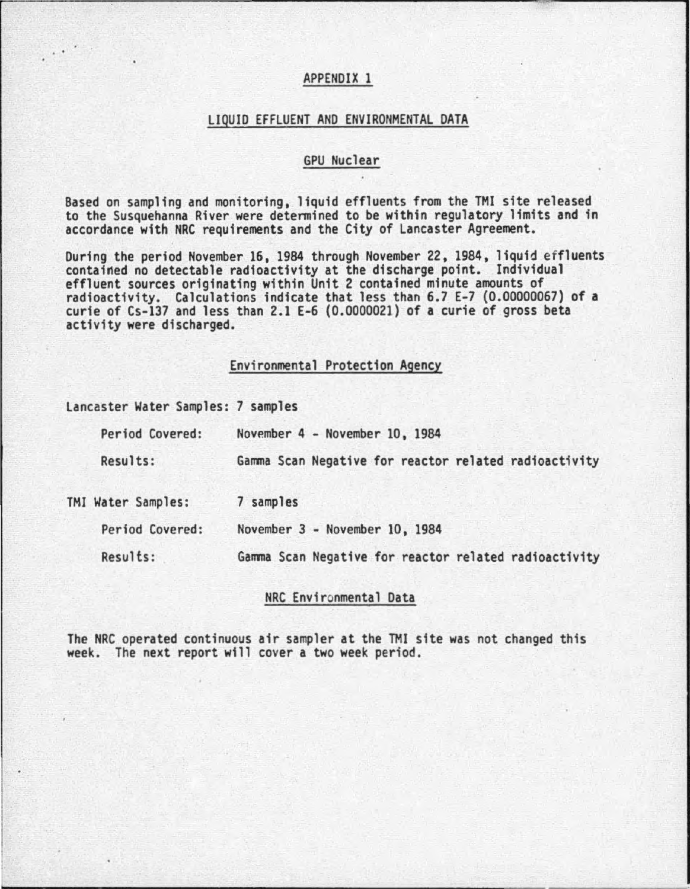# APPENDIX 1

## LIQUID EFFLUENT AND ENVIRONMENTAL DATA

### GPU Nuclear

Based on sampling and monitoring, liquid effluents from the TMI site released to the Susquehanna River were determined to be within regulatory limits and in accordance with NRC requirements and the City of Lancaster Agreement.

During the period November 16, 1984 through November 22, 1984, liquid effluents contained no detectable radioactivity at the discharge point. Individual effluent sources originating within Unit 2 contained minute amounts of radioactivity. Calculations indicate that less than 6.7 E-7 (0.00000067) of a curie of Cs-137 and less than 2.1 E-6 (0.0000021) of a curie of gross beta activity were discharged.

### Environmental Protection Agency

Lancaster Water Samples: 7 samples

- Period Covered: November 4 - November 10, 1984
- Results: Gamma Scan Negative for reactor related radioactivity

TMI Water Samples: 7 samples

- Period Covered: November 3 - November 10, 1984
- Results: Gamma Scan Negative for reactor related radioactivity

### NRC Environmental Data

The NRC operated continuous air sampler at the TMI site was not changed this week. The next report will cover a two week period.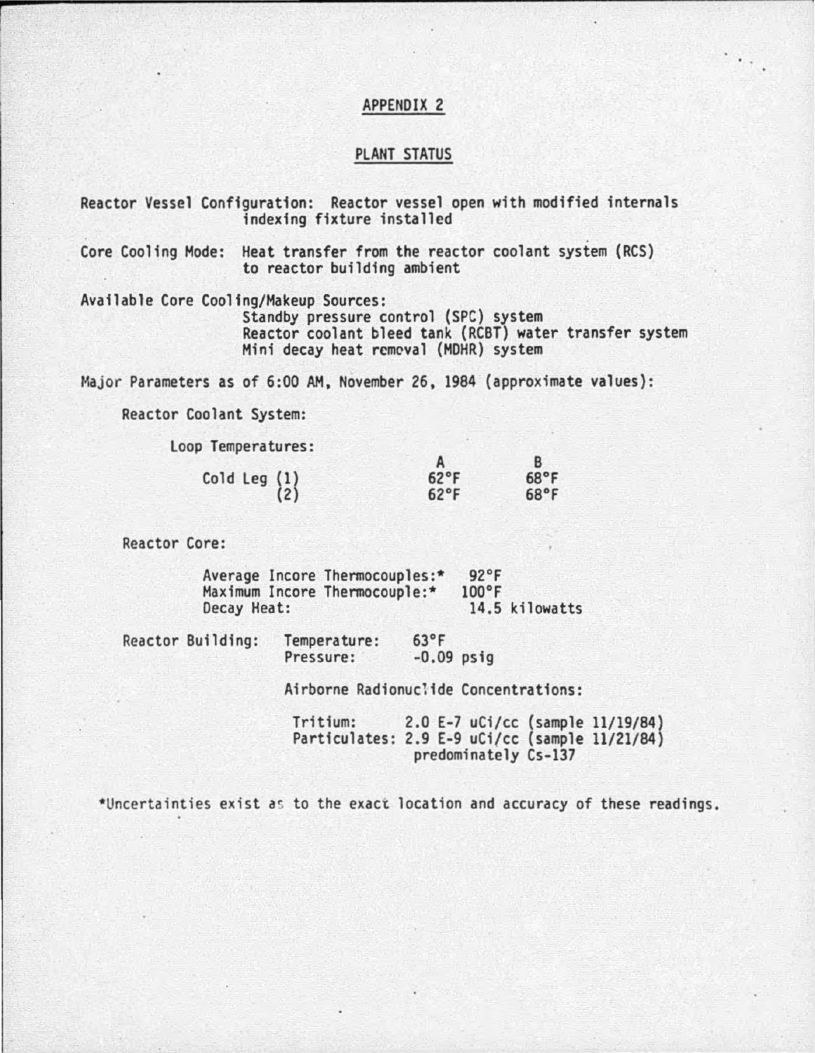## APPENDIX 2

## PLANT STATUS

Reactor Vessel Configuration: Reactor vessel open with modified internals indexing fixture installed

Core Cooling Mode: Heat transfer from the reactor coolant system (RCS) to reactor building ambient

Available Core Cooling/Makeup Sources:
- Standby pressure control (SPC) system
- Reactor coolant bleed tank (RCBT) water transfer system
- Mini decay heat removal (MDHR) system

Major Parameters as of 6:00 AM, November 26, 1984 (approximate values):

Reactor Coolant System:

Loop Temperatures:

| | A | B |
|---|---|---|
| Cold Leg (1) | 62°F | 68°F |
| (2) | 62°F | 68°F |

Reactor Core:

| | |
|---|---|
| Average Incore Thermocouples:* | 92°F |
| Maximum Incore Thermocouple:* | 100°F |
| Decay Heat: | 14.5 kilowatts |

Reactor Building:
- Temperature: 63°F
- Pressure: -0.09 psig

Airborne Radionuclide Concentrations:

Tritium: 2.0 E-7 uCi/cc (sample 11/19/84)
Particulates: 2.9 E-9 uCi/cc (sample 11/21/84) predominately Cs-137

*Uncertainties exist as to the exact location and accuracy of these readings.